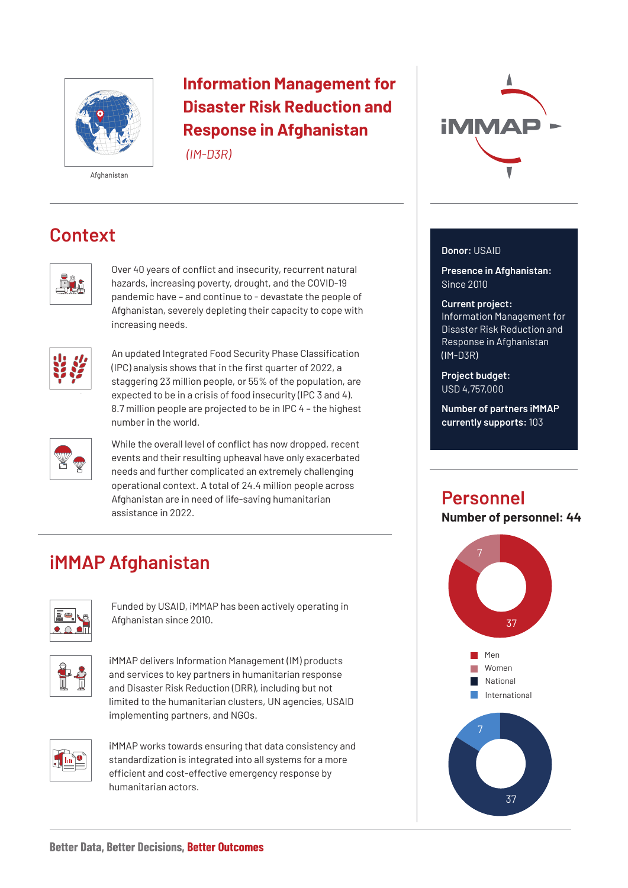Afghanistan

# Information Management for Disaster Risk Reduction and Response in Afghanistan

*(IM-D3R)*

## Context

Over 40 years of conflict and insecurity, recurrent natural hazards, increasing poverty, drought, and the COVID-19 pandemic have - and continue to - devastate the people of Afghanistan, severely depleting their capacity to cope with increasing needs.

An updated Integrated Food Security Phase Classification (IPC) analysis shows that in the first quarter of 2022, a staggering 23 million people, or 55% of the population, are expected to be in a crisis of food insecurity (IPC 3 and 4). 8.7 million people are projected to be in IPC 4 – the highest number in the world.

While the overall level of conflict has now dropped, recent events and their resulting upheaval have only exacerbated needs and further complicated an extremely challenging operational context. A total of 24.4 million people across Afghanistan are in need of life-saving humanitarian assistance in 2022.

## iMMAP Afghanistan

Funded by USAID, iMMAP has been actively operating in Afghanistan since 2010.

iMMAP delivers Information Management (IM) products and services to key partners in humanitarian response and Disaster Risk Reduction (DRR), including but not limited to the humanitarian clusters, UN agencies, USAID implementing partners, and NGOs.

iMMAP works towards ensuring that data consistency and standardization is integrated into all systems for a more efficient and cost-effective emergency response by humanitarian actors.

**Donor:** USAID

**Presence in Afghanistan:** Since 2010

**Current project:** Information Management for Disaster Risk Reduction and Response in Afghanistan (IM-D3R)

**Project budget:** USD 4,757,000

**Number of partners iMMAP currently supports:** 103

## Personnel

**Number of personnel: 44**

| Category | Number |
|---|---|
| Men | 37 |
| Women | 7 |
| National | 37 |
| International | 7 |

**Better Data, Better Decisions, Better Outcomes**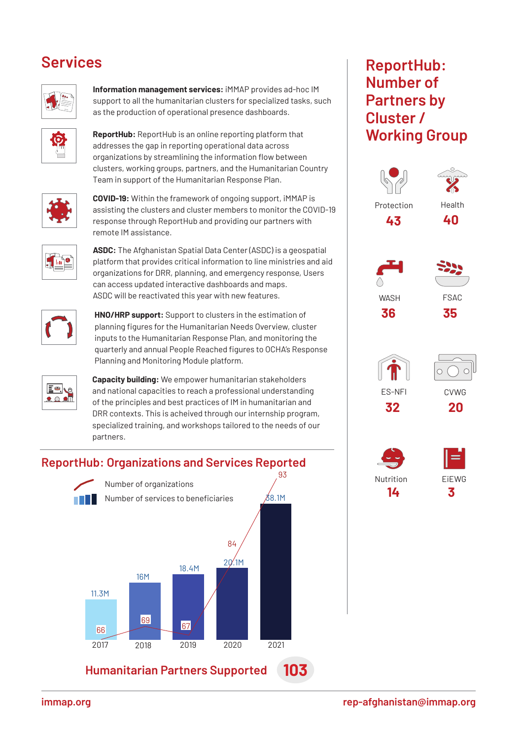## Services

**Information management services:** iMMAP provides ad-hoc IM support to all the humanitarian clusters for specialized tasks, such as the production of operational presence dashboards.

**ReportHub:** ReportHub is an online reporting platform that addresses the gap in reporting operational data across organizations by streamlining the information flow between clusters, working groups, partners, and the Humanitarian Country Team in support of the Humanitarian Response Plan.

**COVID-19:** Within the framework of ongoing support, iMMAP is assisting the clusters and cluster members to monitor the COVID-19 response through ReportHub and providing our partners with remote IM assistance.

**ASDC:** The Afghanistan Spatial Data Center (ASDC) is a geospatial platform that provides critical information to line ministries and aid organizations for DRR, planning, and emergency response, Users can access updated interactive dashboards and maps. ASDC will be reactivated this year with new features.

**HNO/HRP support:** Support to clusters in the estimation of planning figures for the Humanitarian Needs Overview, cluster inputs to the Humanitarian Response Plan, and monitoring the quarterly and annual People Reached figures to OCHA's Response Planning and Monitoring Module platform.

**Capacity building:** We empower humanitarian stakeholders and national capacities to reach a professional understanding of the principles and best practices of IM in humanitarian and DRR contexts. This is acheived through our internship program, specialized training, and workshops tailored to the needs of our partners.

## ReportHub: Organizations and Services Reported

Number of organizations
Number of services to beneficiaries

2017: 11.3M, 66
2018: 16M, 69
2019: 18.4M, 67
2020: 20.1M, 84
2021: 38.1M, 93

**Humanitarian Partners Supported 103**

## ReportHub: Number of Partners by Cluster / Working Group

Protection 43
Health 40
WASH 36
FSAC 35
ES-NFI 32
CVWG 20
Nutrition 14
EiEWG 3

immap.org

rep-afghanistan@immap.org